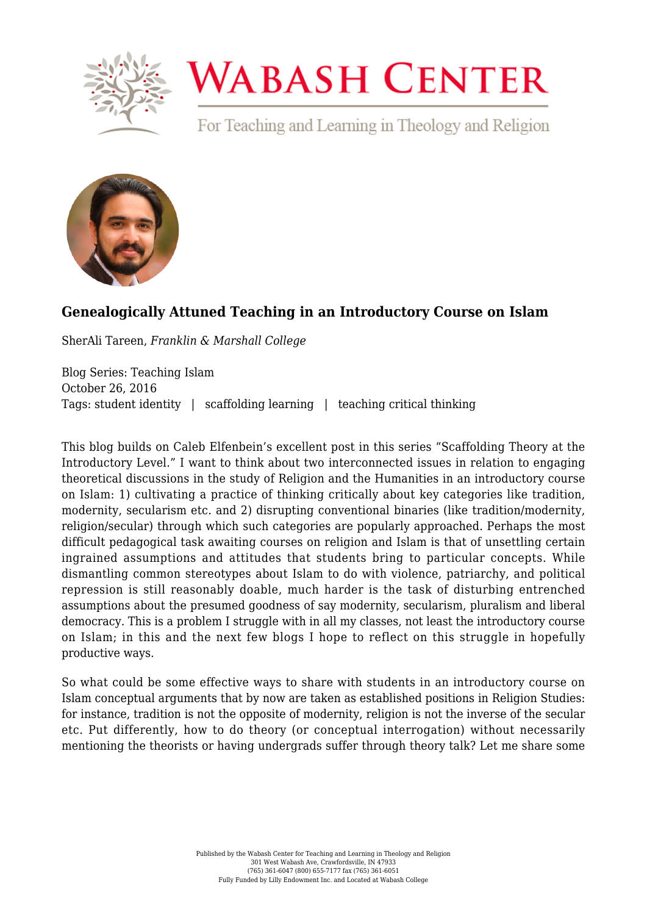# Genealogically Attuned Teaching in an Introductory Course on Islam

SherAli Tareen, *Franklin & Marshall College*

Blog Series: Teaching Islam
October 26, 2016
Tags: student identity | scaffolding learning | teaching critical thinking

This blog builds on Caleb Elfenbein's excellent post in this series "Scaffolding Theory at the Introductory Level." I want to think about two interconnected issues in relation to engaging theoretical discussions in the study of Religion and the Humanities in an introductory course on Islam: 1) cultivating a practice of thinking critically about key categories like tradition, modernity, secularism etc. and 2) disrupting conventional binaries (like tradition/modernity, religion/secular) through which such categories are popularly approached. Perhaps the most difficult pedagogical task awaiting courses on religion and Islam is that of unsettling certain ingrained assumptions and attitudes that students bring to particular concepts. While dismantling common stereotypes about Islam to do with violence, patriarchy, and political repression is still reasonably doable, much harder is the task of disturbing entrenched assumptions about the presumed goodness of say modernity, secularism, pluralism and liberal democracy. This is a problem I struggle with in all my classes, not least the introductory course on Islam; in this and the next few blogs I hope to reflect on this struggle in hopefully productive ways.

So what could be some effective ways to share with students in an introductory course on Islam conceptual arguments that by now are taken as established positions in Religion Studies: for instance, tradition is not the opposite of modernity, religion is not the inverse of the secular etc. Put differently, how to do theory (or conceptual interrogation) without necessarily mentioning the theorists or having undergrads suffer through theory talk? Let me share some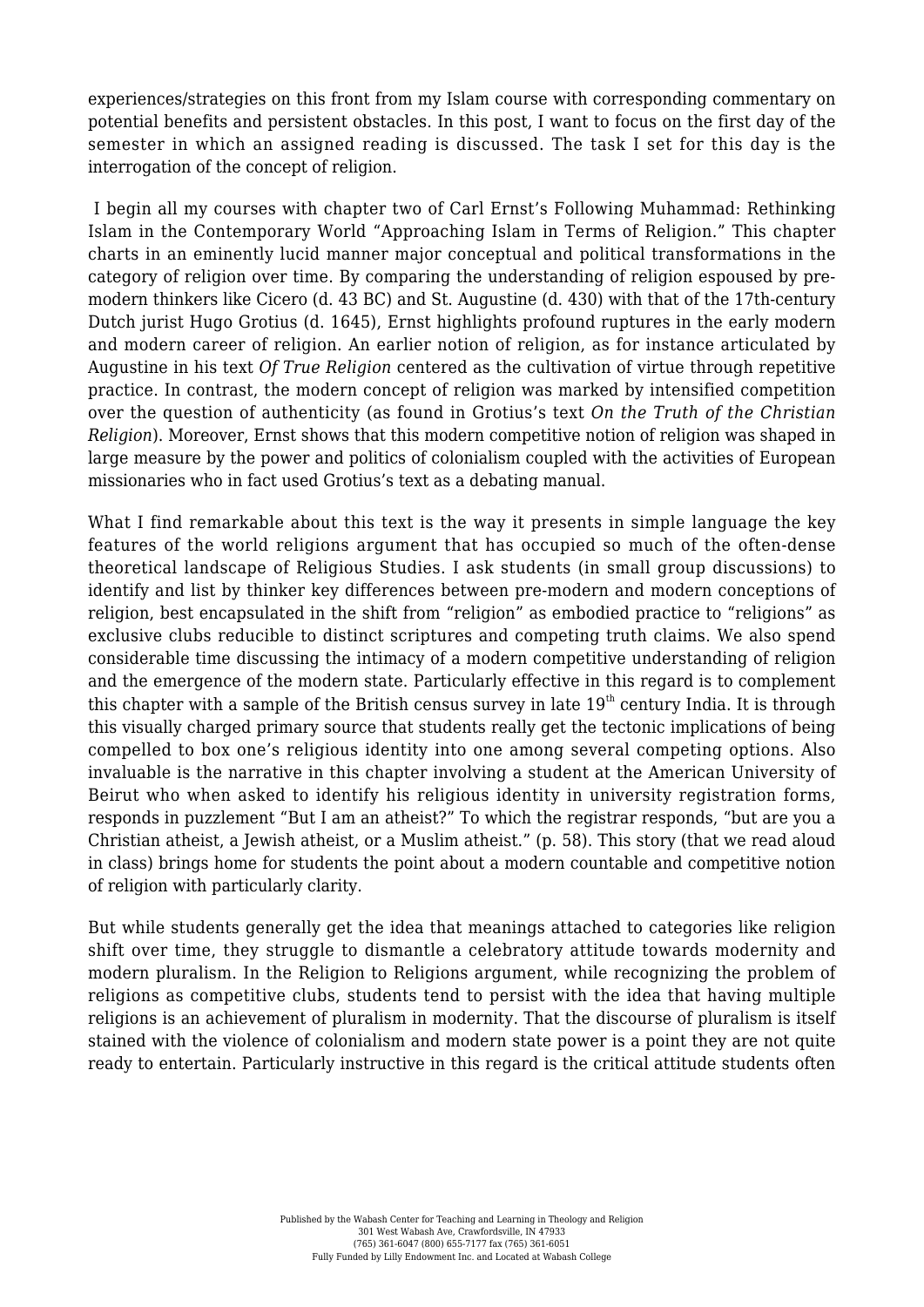experiences/strategies on this front from my Islam course with corresponding commentary on potential benefits and persistent obstacles. In this post, I want to focus on the first day of the semester in which an assigned reading is discussed. The task I set for this day is the interrogation of the concept of religion.

I begin all my courses with chapter two of Carl Ernst's Following Muhammad: Rethinking Islam in the Contemporary World "Approaching Islam in Terms of Religion." This chapter charts in an eminently lucid manner major conceptual and political transformations in the category of religion over time. By comparing the understanding of religion espoused by pre-modern thinkers like Cicero (d. 43 BC) and St. Augustine (d. 430) with that of the 17th-century Dutch jurist Hugo Grotius (d. 1645), Ernst highlights profound ruptures in the early modern and modern career of religion. An earlier notion of religion, as for instance articulated by Augustine in his text *Of True Religion* centered as the cultivation of virtue through repetitive practice. In contrast, the modern concept of religion was marked by intensified competition over the question of authenticity (as found in Grotius's text *On the Truth of the Christian Religion*). Moreover, Ernst shows that this modern competitive notion of religion was shaped in large measure by the power and politics of colonialism coupled with the activities of European missionaries who in fact used Grotius's text as a debating manual.

What I find remarkable about this text is the way it presents in simple language the key features of the world religions argument that has occupied so much of the often-dense theoretical landscape of Religious Studies. I ask students (in small group discussions) to identify and list by thinker key differences between pre-modern and modern conceptions of religion, best encapsulated in the shift from "religion" as embodied practice to "religions" as exclusive clubs reducible to distinct scriptures and competing truth claims. We also spend considerable time discussing the intimacy of a modern competitive understanding of religion and the emergence of the modern state. Particularly effective in this regard is to complement this chapter with a sample of the British census survey in late 19th century India. It is through this visually charged primary source that students really get the tectonic implications of being compelled to box one's religious identity into one among several competing options. Also invaluable is the narrative in this chapter involving a student at the American University of Beirut who when asked to identify his religious identity in university registration forms, responds in puzzlement "But I am an atheist?" To which the registrar responds, "but are you a Christian atheist, a Jewish atheist, or a Muslim atheist." (p. 58). This story (that we read aloud in class) brings home for students the point about a modern countable and competitive notion of religion with particularly clarity.

But while students generally get the idea that meanings attached to categories like religion shift over time, they struggle to dismantle a celebratory attitude towards modernity and modern pluralism. In the Religion to Religions argument, while recognizing the problem of religions as competitive clubs, students tend to persist with the idea that having multiple religions is an achievement of pluralism in modernity. That the discourse of pluralism is itself stained with the violence of colonialism and modern state power is a point they are not quite ready to entertain. Particularly instructive in this regard is the critical attitude students often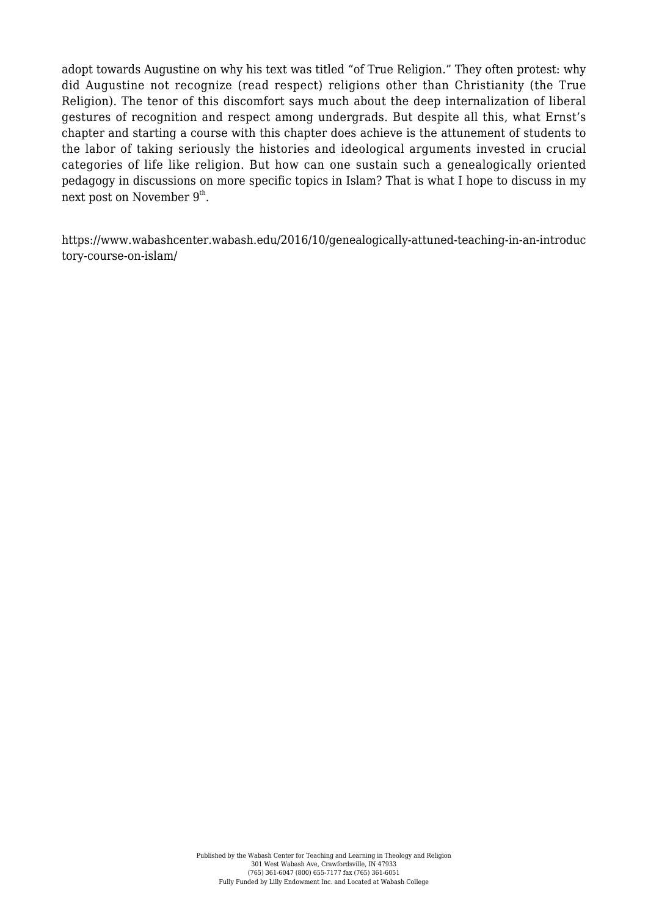adopt towards Augustine on why his text was titled "of True Religion." They often protest: why did Augustine not recognize (read respect) religions other than Christianity (the True Religion). The tenor of this discomfort says much about the deep internalization of liberal gestures of recognition and respect among undergrads. But despite all this, what Ernst's chapter and starting a course with this chapter does achieve is the attunement of students to the labor of taking seriously the histories and ideological arguments invested in crucial categories of life like religion. But how can one sustain such a genealogically oriented pedagogy in discussions on more specific topics in Islam? That is what I hope to discuss in my next post on November 9th.

https://www.wabashcenter.wabash.edu/2016/10/genealogically-attuned-teaching-in-an-introductory-course-on-islam/